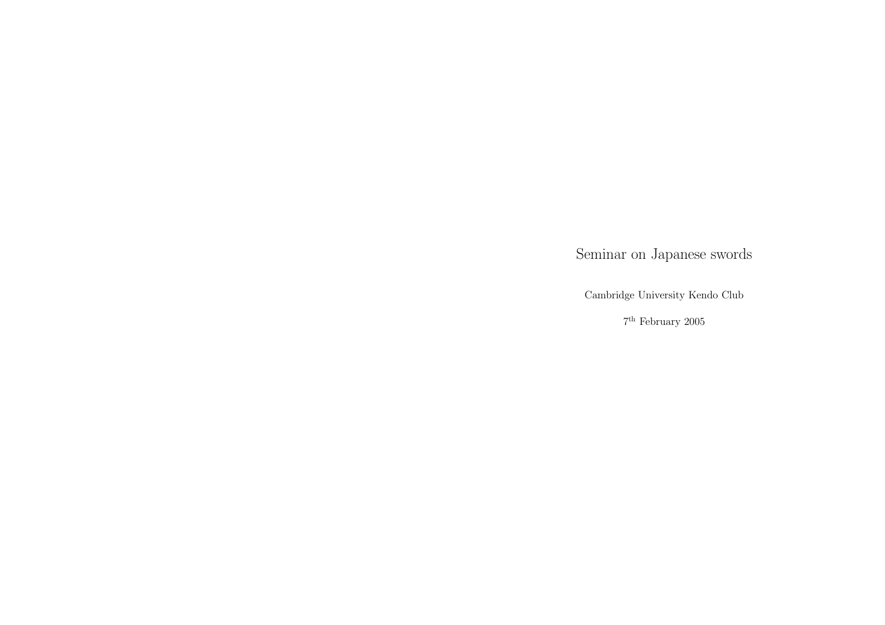# Seminar on Japanese swords

Cambridge University Kendo Club

7th February 2005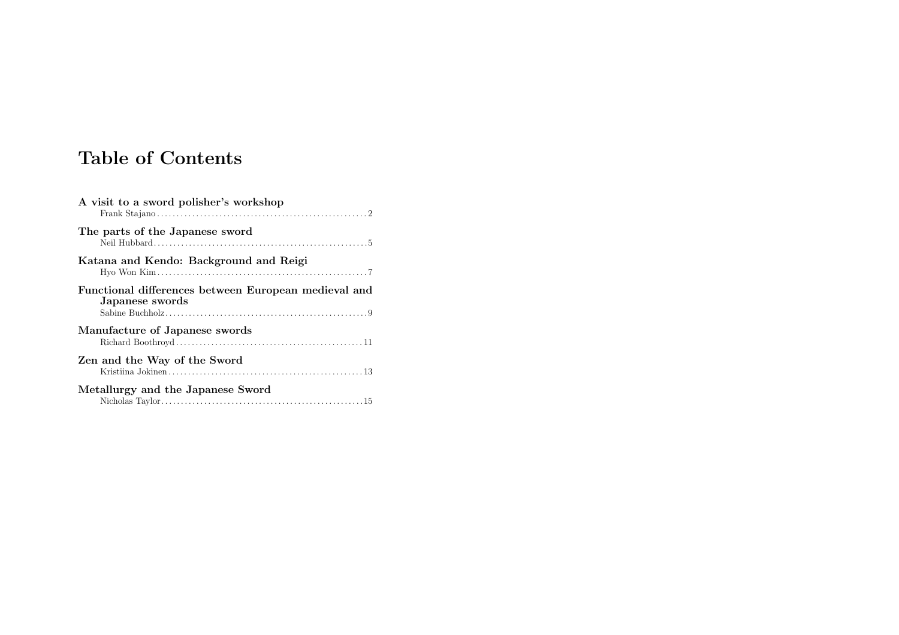# Table of Contents

**A visit to a sword polisher's workshop**
Frank Stajano . . . . . . . . . . 2

**The parts of the Japanese sword**
Neil Hubbard . . . . . . . . . . 5

**Katana and Kendo: Background and Reigi**
Hyo Won Kim . . . . . . . . . . 7

**Functional differences between European medieval and Japanese swords**
Sabine Buchholz . . . . . . . . . . 9

**Manufacture of Japanese swords**
Richard Boothroyd . . . . . . . . . . 11

**Zen and the Way of the Sword**
Kristiina Jokinen . . . . . . . . . . 13

**Metallurgy and the Japanese Sword**
Nicholas Taylor . . . . . . . . . . 15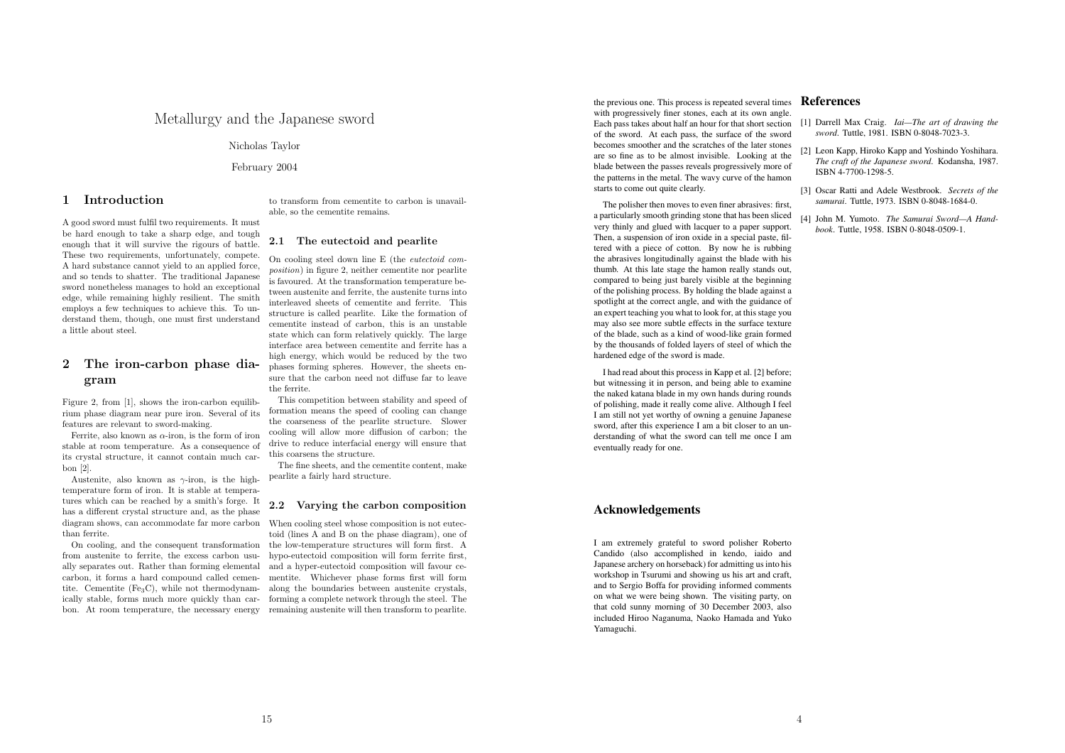# Metallurgy and the Japanese sword

Nicholas Taylor

February 2004

## 1 Introduction

A good sword must fulfil two requirements. It must be hard enough to take a sharp edge, and tough enough that it will survive the rigours of battle. These two requirements, unfortunately, compete. A hard substance cannot yield to an applied force, and so tends to shatter. The traditional Japanese sword nonetheless manages to hold an exceptional edge, while remaining highly resilient. The smith employs a few techniques to achieve this. To understand them, though, one must first understand a little about steel.

## 2 The iron-carbon phase diagram

Figure 2, from [1], shows the iron-carbon equilibrium phase diagram near pure iron. Several of its features are relevant to sword-making.

Ferrite, also known as $\alpha$-iron, is the form of iron stable at room temperature. As a consequence of its crystal structure, it cannot contain much carbon [2].

Austenite, also known as $\gamma$-iron, is the high-temperature form of iron. It is stable at temperatures which can be reached by a smith's forge. It has a different crystal structure and, as the phase diagram shows, can accommodate far more carbon than ferrite.

On cooling, and the consequent transformation from austenite to ferrite, the excess carbon usually separates out. Rather than forming elemental carbon, it forms a hard compound called cementite. Cementite ($Fe_3C$), while not thermodynamically stable, forms much more quickly than carbon. At room temperature, the necessary energy to transform from cementite to carbon is unavailable, so the cementite remains.

### 2.1 The eutectoid and pearlite

On cooling steel down line E (the *eutectoid composition*) in figure 2, neither cementite nor pearlite is favoured. At the transformation temperature between austenite and ferrite, the austenite turns into interleaved sheets of cementite and ferrite. This structure is called pearlite. Like the formation of cementite instead of carbon, this is an unstable state which can form relatively quickly. The large interface area between cementite and ferrite has a high energy, which would be reduced by the two phases forming spheres. However, the sheets ensure that the carbon need not diffuse far to leave the ferrite.

This competition between stability and speed of formation means the speed of cooling can change the coarseness of the pearlite structure. Slower cooling will allow more diffusion of carbon; the drive to reduce interfacial energy will ensure that this coarsens the structure.

The fine sheets, and the cementite content, make pearlite a fairly hard structure.

### 2.2 Varying the carbon composition

When cooling steel whose composition is not eutectoid (lines A and B on the phase diagram), one of the low-temperature structures will form first. A hypo-eutectoid composition will form ferrite first, and a hyper-eutectoid composition will favour cementite. Whichever phase forms first will form along the boundaries between austenite crystals, forming a complete network through the steel. The remaining austenite will then transform to pearlite.

the previous one. This process is repeated several times with progressively finer stones, each at its own angle. Each pass takes about half an hour for that short section of the sword. At each pass, the surface of the sword becomes smoother and the scratches of the later stones are so fine as to be almost invisible. Looking at the blade between the passes reveals progressively more of the patterns in the metal. The wavy curve of the hamon starts to come out quite clearly.

The polisher then moves to even finer abrasives: first, a particularly smooth grinding stone that has been sliced very thinly and glued with lacquer to a paper support. Then, a suspension of iron oxide in a special paste, filtered with a piece of cotton. By now he is rubbing the abrasives longitudinally against the blade with his thumb. At this late stage the hamon really stands out, compared to being just barely visible at the beginning of the polishing process. By holding the blade against a spotlight at the correct angle, and with the guidance of an expert teaching you what to look for, at this stage you may also see more subtle effects in the surface texture of the blade, such as a kind of wood-like grain formed by the thousands of folded layers of steel of which the hardened edge of the sword is made.

I had read about this process in Kapp et al. [2] before; but witnessing it in person, and being able to examine the naked katana blade in my own hands during rounds of polishing, made it really come alive. Although I feel I am still not yet worthy of owning a genuine Japanese sword, after this experience I am a bit closer to an understanding of what the sword can tell me once I am eventually ready for one.

## Acknowledgements

I am extremely grateful to sword polisher Roberto Candido (also accomplished in kendo, iaido and Japanese archery on horseback) for admitting us into his workshop in Tsurumi and showing us his art and craft, and to Sergio Boffa for providing informed comments on what we were being shown. The visiting party, on that cold sunny morning of 30 December 2003, also included Hiroo Naganuma, Naoko Hamada and Yuko Yamaguchi.

## References

[1] Darrell Max Craig. *Iai—The art of drawing the sword*. Tuttle, 1981. ISBN 0-8048-7023-3.

[2] Leon Kapp, Hiroko Kapp and Yoshindo Yoshihara. *The craft of the Japanese sword*. Kodansha, 1987. ISBN 4-7700-1298-5.

[3] Oscar Ratti and Adele Westbrook. *Secrets of the samurai*. Tuttle, 1973. ISBN 0-8048-1684-0.

[4] John M. Yumoto. *The Samurai Sword—A Handbook*. Tuttle, 1958. ISBN 0-8048-0509-1.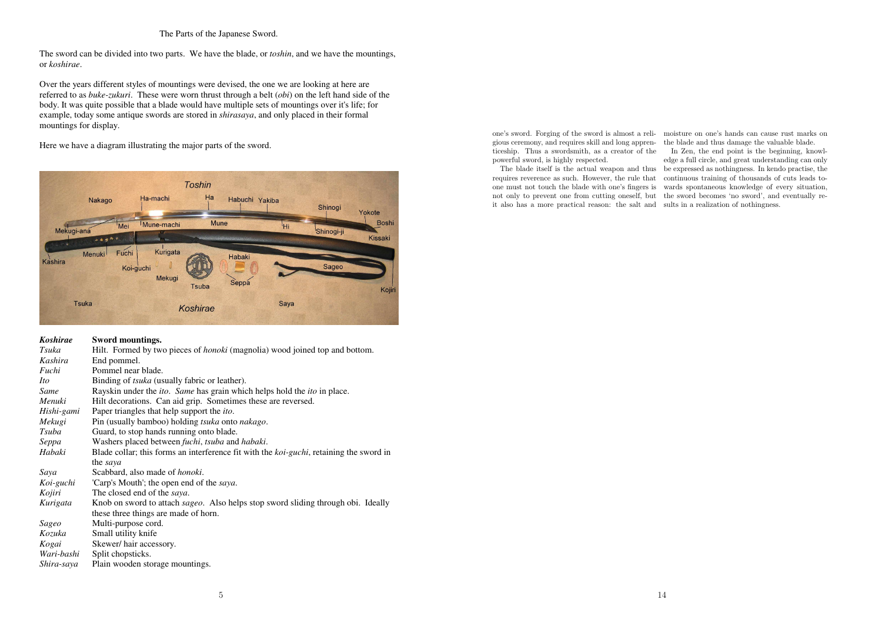## The Parts of the Japanese Sword.

The sword can be divided into two parts. We have the blade, or *toshin*, and we have the mountings, or *koshirae*.

Over the years different styles of mountings were devised, the one we are looking at here are referred to as *buke-zukuri*. These were worn thrust through a belt (*obi*) on the left hand side of the body. It was quite possible that a blade would have multiple sets of mountings over it's life; for example, today some antique swords are stored in *shirasaya*, and only placed in their formal mountings for display.

Here we have a diagram illustrating the major parts of the sword.

Toshin
Nakago
Ha-machi
Ha
Habuchi
Yakiba
Shinogi
Yokote
Mekugi-ana
Mei
Mune-machi
Mune
Hi
Shinogi-ji
Boshi
Kissaki
Kashira
Menuki
Fuchi
Kurigata
Koi-guchi
Mekugi
Tsuba
Habaki
Seppa
Sageo
Kojiri
Tsuka
Koshirae
Saya

| ***Koshirae*** | **Sword mountings.** |
|---|---|
| *Tsuka* | Hilt. Formed by two pieces of *honoki* (magnolia) wood joined top and bottom. |
| *Kashira* | End pommel. |
| *Fuchi* | Pommel near blade. |
| *Ito* | Binding of *tsuka* (usually fabric or leather). |
| *Same* | Rayskin under the *ito*. *Same* has grain which helps hold the *ito* in place. |
| *Menuki* | Hilt decorations. Can aid grip. Sometimes these are reversed. |
| *Hishi-gami* | Paper triangles that help support the *ito*. |
| *Mekugi* | Pin (usually bamboo) holding *tsuka* onto *nakago*. |
| *Tsuba* | Guard, to stop hands running onto blade. |
| *Seppa* | Washers placed between *fuchi*, *tsuba* and *habaki*. |
| *Habaki* | Blade collar; this forms an interference fit with the *koi-guchi*, retaining the sword in the *saya* |
| *Saya* | Scabbard, also made of *honoki*. |
| *Koi-guchi* | 'Carp's Mouth'; the open end of the *saya*. |
| *Kojiri* | The closed end of the *saya*. |
| *Kurigata* | Knob on sword to attach *sageo*. Also helps stop sword sliding through obi. Ideally these three things are made of horn. |
| *Sageo* | Multi-purpose cord. |
| *Kozuka* | Small utility knife |
| *Kogai* | Skewer/ hair accessory. |
| *Wari-bashi* | Split chopsticks. |
| *Shira-saya* | Plain wooden storage mountings. |

one's sword. Forging of the sword is almost a religious ceremony, and requires skill and long apprenticeship. Thus a swordsmith, as a creator of the powerful sword, is highly respected.

The blade itself is the actual weapon and thus requires reverence as such. However, the rule that one must not touch the blade with one's fingers is not only to prevent one from cutting oneself, but it also has a more practical reason: the salt and moisture on one's hands can cause rust marks on the blade and thus damage the valuable blade.

In Zen, the end point is the beginning, knowledge a full circle, and great understanding can only be expressed as nothingness. In kendo practise, the continuous training of thousands of cuts leads towards spontaneous knowledge of every situation, the sword becomes 'no sword', and eventually results in a realization of nothingness.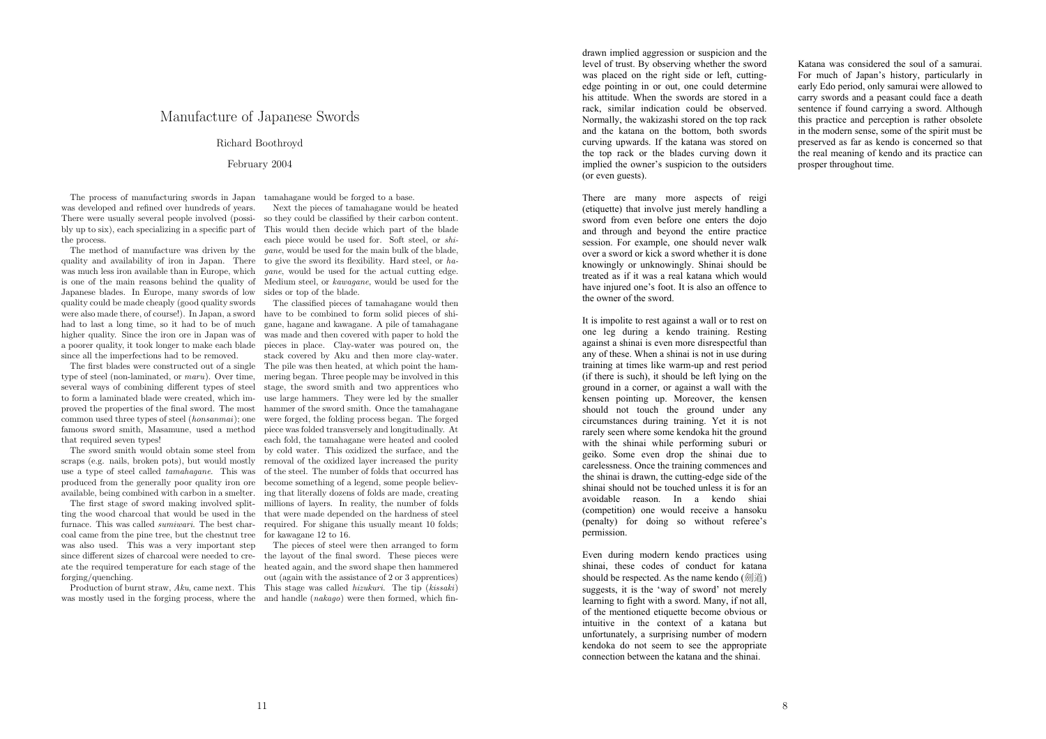Manufacture of Japanese Swords

Richard Boothroyd

February 2004

The process of manufacturing swords in Japan was developed and refined over hundreds of years. There were usually several people involved (possibly up to six), each specializing in a specific part of the process.

The method of manufacture was driven by the quality and availability of iron in Japan. There was much less iron available than in Europe, which is one of the main reasons behind the quality of Japanese blades. In Europe, many swords of low quality could be made cheaply (good quality swords were also made there, of course!). In Japan, a sword had to last a long time, so it had to be of much higher quality. Since the iron ore in Japan was of a poorer quality, it took longer to make each blade since all the imperfections had to be removed.

The first blades were constructed out of a single type of steel (non-laminated, or *maru*). Over time, several ways of combining different types of steel to form a laminated blade were created, which improved the properties of the final sword. The most common used three types of steel (*honsanmai*); one famous sword smith, Masamune, used a method that required seven types!

The sword smith would obtain some steel from scraps (e.g. nails, broken pots), but would mostly use a type of steel called *tamahagane*. This was produced from the generally poor quality iron ore available, being combined with carbon in a smelter.

The first stage of sword making involved splitting the wood charcoal that would be used in the furnace. This was called *sumiwari*. The best charcoal came from the pine tree, but the chestnut tree was also used. This was a very important step since different sizes of charcoal were needed to create the required temperature for each stage of the forging/quenching.

Production of burnt straw, *Aku*, came next. This was mostly used in the forging process, where the tamahagane would be forged to a base.

Next the pieces of tamahagane would be heated so they could be classified by their carbon content. This would then decide which part of the blade each piece would be used for. Soft steel, or *shigane*, would be used for the main bulk of the blade, to give the sword its flexibility. Hard steel, or *hagane*, would be used for the actual cutting edge. Medium steel, or *kawagane*, would be used for the sides or top of the blade.

The classified pieces of tamahagane would then have to be combined to form solid pieces of shigane, hagane and kawagane. A pile of tamahagane was made and then covered with paper to hold the pieces in place. Clay-water was poured on, the stack covered by Aku and then more clay-water. The pile was then heated, at which point the hammering began. Three people may be involved in this stage, the sword smith and two apprentices who use large hammers. They were led by the smaller hammer of the sword smith. Once the tamahagane were forged, the folding process began. The forged piece was folded transversely and longitudinally. At each fold, the tamahagane were heated and cooled by cold water. This oxidized the surface, and the removal of the oxidized layer increased the purity of the steel. The number of folds that occurred has become something of a legend, some people believing that literally dozens of folds are made, creating millions of layers. In reality, the number of folds that were made depended on the hardness of steel required. For shigane this usually meant 10 folds; for kawagane 12 to 16.

The pieces of steel were then arranged to form the layout of the final sword. These pieces were heated again, and the sword shape then hammered out (again with the assistance of 2 or 3 apprentices). This stage was called *hizukuri*. The tip (*kissaki*) and handle (*nakago*) were then formed, which fin-

drawn implied aggression or suspicion and the level of trust. By observing whether the sword was placed on the right side or left, cutting-edge pointing in or out, one could determine his attitude. When the swords are stored in a rack, similar indication could be observed. Normally, the wakizashi stored on the top rack and the katana on the bottom, both swords curving upwards. If the katana was stored on the top rack or the blades curving down it implied the owner's suspicion to the outsiders (or even guests).

There are many more aspects of reigi (etiquette) that involve just merely handling a sword from even before one enters the dojo and through and beyond the entire practice session. For example, one should never walk over a sword or kick a sword whether it is done knowingly or unknowingly. Shinai should be treated as if it was a real katana which would have injured one's foot. It is also an offence to the owner of the sword.

It is impolite to rest against a wall or to rest on one leg during a kendo training. Resting against a shinai is even more disrespectful than any of these. When a shinai is not in use during training at times like warm-up and rest period (if there is such), it should be left lying on the ground in a corner, or against a wall with the kensen pointing up. Moreover, the kensen should not touch the ground under any circumstances during training. Yet it is not rarely seen where some kendoka hit the ground with the shinai while performing suburi or geiko. Some even drop the shinai due to carelessness. Once the training commences and the shinai is drawn, the cutting-edge side of the shinai should not be touched unless it is for an avoidable reason. In a kendo shiai (competition) one would receive a hansoku (penalty) for doing so without referee's permission.

Even during modern kendo practices using shinai, these codes of conduct for katana should be respected. As the name kendo (剣道) suggests, it is the 'way of sword' not merely learning to fight with a sword. Many, if not all, of the mentioned etiquette become obvious or intuitive in the context of a katana but unfortunately, a surprising number of modern kendoka do not seem to see the appropriate connection between the katana and the shinai.

Katana was considered the soul of a samurai. For much of Japan's history, particularly in early Edo period, only samurai were allowed to carry swords and a peasant could face a death sentence if found carrying a sword. Although this practice and perception is rather obsolete in the modern sense, some of the spirit must be preserved as far as kendo is concerned so that the real meaning of kendo and its practice can prosper throughout time.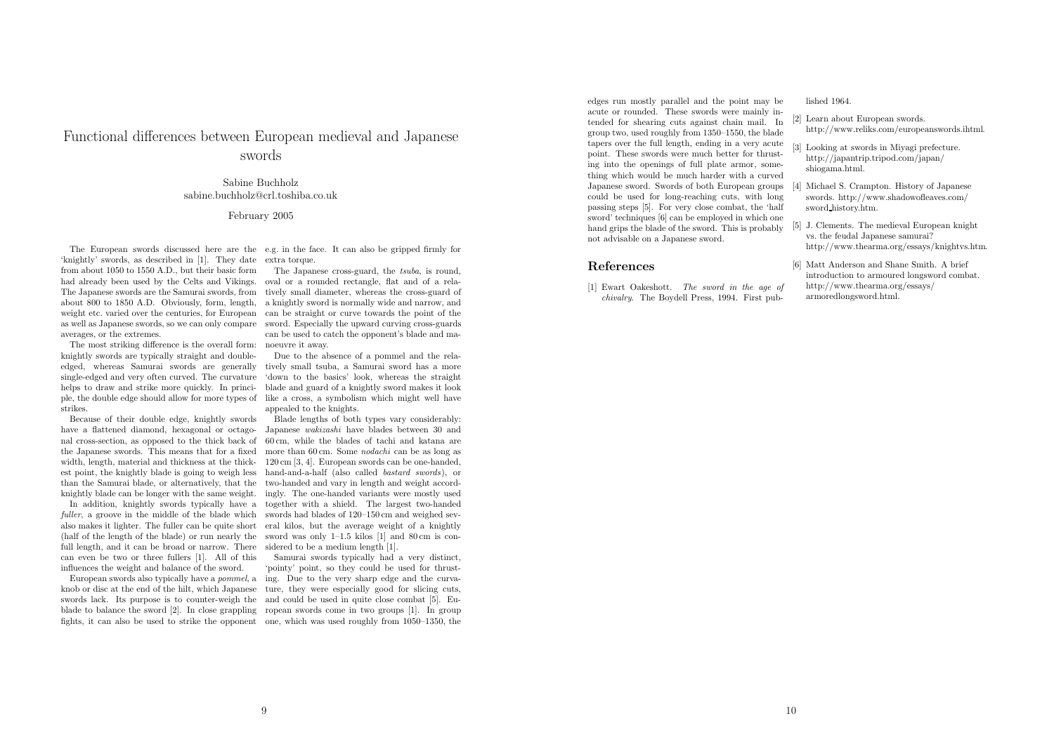# Functional differences between European medieval and Japanese swords

Sabine Buchholz
sabine.buchholz@crl.toshiba.co.uk

February 2005

The European swords discussed here are the 'knightly' swords, as described in [1]. They date from about 1050 to 1550 A.D., but their basic form had already been used by the Celts and Vikings. The Japanese swords are the Samurai swords, from about 800 to 1850 A.D. Obviously, form, length, weight etc. varied over the centuries, for European as well as Japanese swords, so we can only compare averages, or the extremes.

The most striking difference is the overall form: knightly swords are typically straight and double-edged, whereas Samurai swords are generally single-edged and very often curved. The curvature helps to draw and strike more quickly. In principle, the double edge should allow for more types of strikes.

Because of their double edge, knightly swords have a flattened diamond, hexagonal or octagonal cross-section, as opposed to the thick back of the Japanese swords. This means that for a fixed width, length, material and thickness at the thickest point, the knightly blade is going to weigh less than the Samurai blade, or alternatively, that the knightly blade can be longer with the same weight.

In addition, knightly swords typically have a *fuller*, a groove in the middle of the blade which also makes it lighter. The fuller can be quite short (half of the length of the blade) or run nearly the full length, and it can be broad or narrow. There can even be two or three fullers [1]. All of this influences the weight and balance of the sword.

European swords also typically have a *pommel*, a knob or disc at the end of the hilt, which Japanese swords lack. Its purpose is to counter-weigh the blade to balance the sword [2]. In close grappling fights, it can also be used to strike the opponent e.g. in the face. It can also be gripped firmly for extra torque.

The Japanese cross-guard, the *tsuba*, is round, oval or a rounded rectangle, flat and of a relatively small diameter, whereas the cross-guard of a knightly sword is normally wide and narrow, and can be straight or curve towards the point of the sword. Especially the upward curving cross-guards can be used to catch the opponent's blade and manoeuvre it away.

Due to the absence of a pommel and the relatively small tsuba, a Samurai sword has a more 'down to the basics' look, whereas the straight blade and guard of a knightly sword makes it look like a cross, a symbolism which might well have appealed to the knights.

Blade lengths of both types vary considerably: Japanese *wakizashi* have blades between 30 and 60 cm, while the blades of tachi and katana are more than 60 cm. Some *nodachi* can be as long as 120 cm [3, 4]. European swords can be one-handed, hand-and-a-half (also called *bastard swords*), or two-handed and vary in length and weight accordingly. The one-handed variants were mostly used together with a shield. The largest two-handed swords had blades of 120–150 cm and weighed several kilos, but the average weight of a knightly sword was only 1–1.5 kilos [1] and 80 cm is considered to be a medium length [1].

Samurai swords typically had a very distinct, 'pointy' point, so they could be used for thrusting. Due to the very sharp edge and the curvature, they were especially good for slicing cuts, and could be used in quite close combat [5]. European swords come in two groups [1]. In group one, which was used roughly from 1050–1350, the edges run mostly parallel and the point may be acute or rounded. These swords were mainly intended for shearing cuts against chain mail. In group two, used roughly from 1350–1550, the blade tapers over the full length, ending in a very acute point. These swords were much better for thrusting into the openings of full plate armor, something which would be much harder with a curved Japanese sword. Swords of both European groups could be used for long-reaching cuts, with long passing steps [5]. For very close combat, the 'half sword' techniques [6] can be employed in which one hand grips the blade of the sword. This is probably not advisable on a Japanese sword.

## References

[1] Ewart Oakeshott. *The sword in the age of chivalry*. The Boydell Press, 1994. First published 1964.

[2] Learn about European swords. http://www.reliks.com/europeanswords.ihtml.

[3] Looking at swords in Miyagi prefecture. http://japantrip.tripod.com/japan/shiogama.html.

[4] Michael S. Crampton. History of Japanese swords. http://www.shadowofleaves.com/sword_history.htm.

[5] J. Clements. The medieval European knight vs. the feudal Japanese samurai? http://www.thearma.org/essays/knightvs.htm.

[6] Matt Anderson and Shane Smith. A brief introduction to armoured longsword combat. http://www.thearma.org/essays/armoredlongsword.html.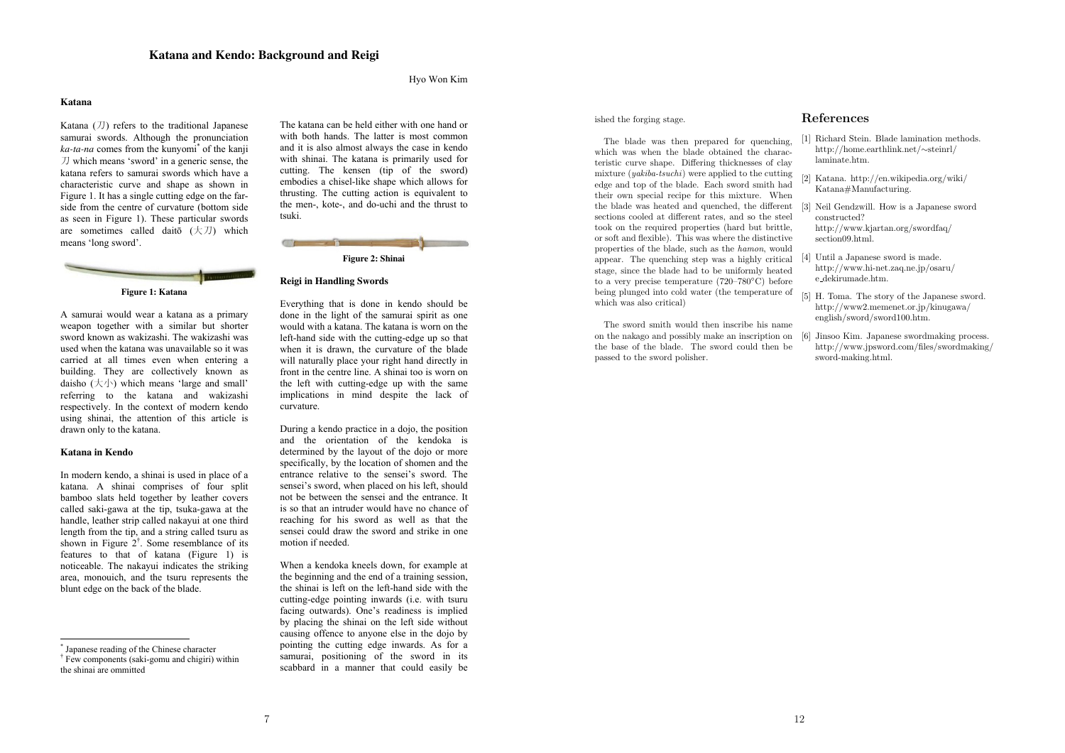# Katana and Kendo: Background and Reigi

Hyo Won Kim

### Katana

Katana (刀) refers to the traditional Japanese samurai swords. Although the pronunciation *ka-ta-na* comes from the kunyomi* of the kanji 刀 which means 'sword' in a generic sense, the katana refers to samurai swords which have a characteristic curve and shape as shown in Figure 1. It has a single cutting edge on the far-side from the centre of curvature (bottom side as seen in Figure 1). These particular swords are sometimes called daitō (大刀) which means 'long sword'.

**Figure 1: Katana**

A samurai would wear a katana as a primary weapon together with a similar but shorter sword known as wakizashi. The wakizashi was used when the katana was unavailable so it was carried at all times even when entering a building. They are collectively known as daisho (大小) which means 'large and small' referring to the katana and wakizashi respectively. In the context of modern kendo using shinai, the attention of this article is drawn only to the katana.

### Katana in Kendo

In modern kendo, a shinai is used in place of a katana. A shinai comprises of four split bamboo slats held together by leather covers called saki-gawa at the tip, tsuka-gawa at the handle, leather strip called nakayui at one third length from the tip, and a string called tsuru as shown in Figure 2†. Some resemblance of its features to that of katana (Figure 1) is noticeable. The nakayui indicates the striking area, monouich, and the tsuru represents the blunt edge on the back of the blade.

The katana can be held either with one hand or with both hands. The latter is most common and it is also almost always the case in kendo with shinai. The katana is primarily used for cutting. The kensen (tip of the sword) embodies a chisel-like shape which allows for thrusting. The cutting action is equivalent to the men-, kote-, and do-uchi and the thrust to tsuki.

**Figure 2: Shinai**

### Reigi in Handling Swords

Everything that is done in kendo should be done in the light of the samurai spirit as one would with a katana. The katana is worn on the left-hand side with the cutting-edge up so that when it is drawn, the curvature of the blade will naturally place your right hand directly in front in the centre line. A shinai too is worn on the left with cutting-edge up with the same implications in mind despite the lack of curvature.

During a kendo practice in a dojo, the position and the orientation of the kendoka is determined by the layout of the dojo or more specifically, by the location of shomen and the entrance relative to the sensei's sword. The sensei's sword, when placed on his left, should not be between the sensei and the entrance. It is so that an intruder would have no chance of reaching for his sword as well as that the sensei could draw the sword and strike in one motion if needed.

When a kendoka kneels down, for example at the beginning and the end of a training session, the shinai is left on the left-hand side with the cutting-edge pointing inwards (i.e. with tsuru facing outwards). One's readiness is implied by placing the shinai on the left side without causing offence to anyone else in the dojo by pointing the cutting edge inwards. As for a samurai, positioning of the sword in its scabbard in a manner that could easily be

---

* Japanese reading of the Chinese character

† Few components (saki-gomu and chigiri) within the shinai are ommitted

ished the forging stage.

The blade was then prepared for quenching, which was when the blade obtained the characteristic curve shape. Differing thicknesses of clay mixture (*yakiba-tsuchi*) were applied to the cutting edge and top of the blade. Each sword smith had their own special recipe for this mixture. When the blade was heated and quenched, the different sections cooled at different rates, and so the steel took on the required properties (hard but brittle, or soft and flexible). This was where the distinctive properties of the blade, such as the *hamon*, would appear. The quenching step was a highly critical stage, since the blade had to be uniformly heated to a very precise temperature (720–780°C) before being plunged into cold water (the temperature of which was also critical)

The sword smith would then inscribe his name on the nakago and possibly make an inscription on the base of the blade. The sword could then be passed to the sword polisher.

## References

[1] Richard Stein. Blade lamination methods. http://home.earthlink.net/~steinrl/laminate.htm.

[2] Katana. http://en.wikipedia.org/wiki/Katana#Manufacturing.

[3] Neil Gendzwill. How is a Japanese sword constructed? http://www.kjartan.org/swordfaq/section09.html.

[4] Until a Japanese sword is made. http://www.hi-net.zaq.ne.jp/osaru/e_dekirumade.htm.

[5] H. Toma. The story of the Japanese sword. http://www2.memenet.or.jp/kinugawa/english/sword/sword100.htm.

[6] Jinsoo Kim. Japanese swordmaking process. http://www.jpsword.com/files/swordmaking/sword-making.html.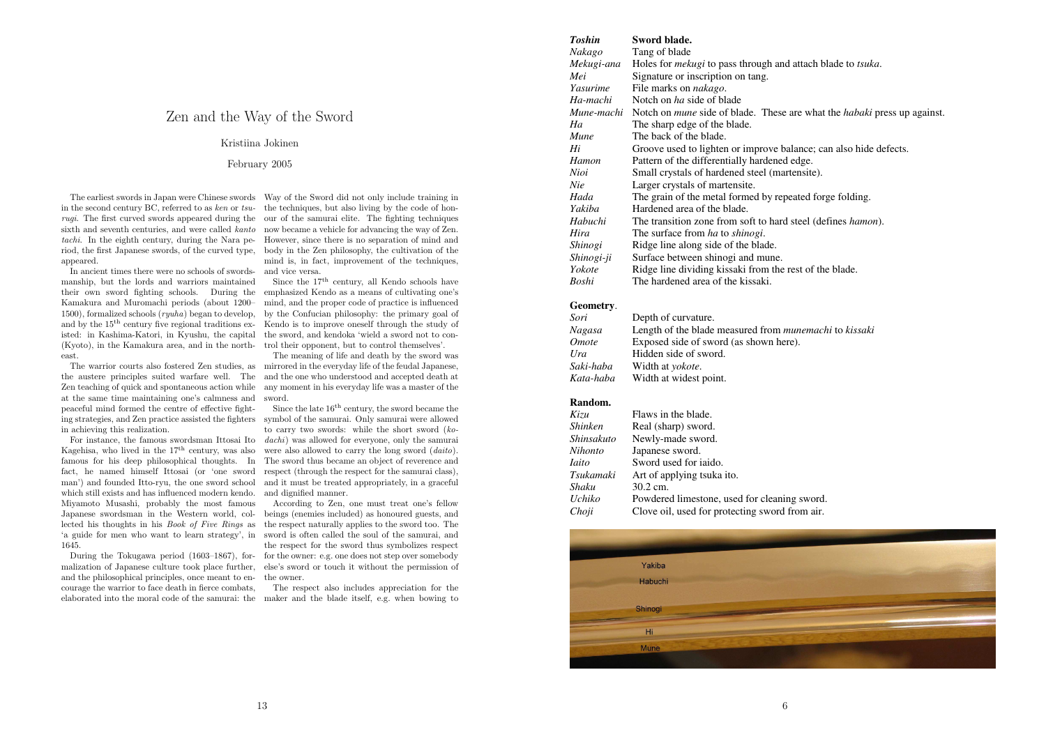# Zen and the Way of the Sword

Kristiina Jokinen

February 2005

The earliest swords in Japan were Chinese swords in the second century BC, referred to as *ken* or *tsurugi*. The first curved swords appeared during the sixth and seventh centuries, and were called *kanto tachi*. In the eighth century, during the Nara period, the first Japanese swords, of the curved type, appeared.

In ancient times there were no schools of swordsmanship, but the lords and warriors maintained their own sword fighting schools. During the Kamakura and Muromachi periods (about 1200–1500), formalized schools (*ryuha*) began to develop, and by the 15th century five regional traditions existed: in Kashima-Katori, in Kyushu, the capital (Kyoto), in the Kamakura area, and in the northeast.

The warrior courts also fostered Zen studies, as the austere principles suited warfare well. The Zen teaching of quick and spontaneous action while at the same time maintaining one's calmness and peaceful mind formed the centre of effective fighting strategies, and Zen practice assisted the fighters in achieving this realization.

For instance, the famous swordsman Ittosai Ito Kagehisa, who lived in the 17th century, was also famous for his deep philosophical thoughts. In fact, he named himself Ittosai (or 'one sword man') and founded Itto-ryu, the one sword school which still exists and has influenced modern kendo. Miyamoto Musashi, probably the most famous Japanese swordsman in the Western world, collected his thoughts in his *Book of Five Rings* as 'a guide for men who want to learn strategy', in 1645.

During the Tokugawa period (1603–1867), formalization of Japanese culture took place further, and the philosophical principles, once meant to encourage the warrior to face death in fierce combats, elaborated into the moral code of the samurai: the Way of the Sword did not only include training in the techniques, but also living by the code of honour of the samurai elite. The fighting techniques now became a vehicle for advancing the way of Zen. However, since there is no separation of mind and body in the Zen philosophy, the cultivation of the mind is, in fact, improvement of the techniques, and vice versa.

Since the 17th century, all Kendo schools have emphasized Kendo as a means of cultivating one's mind, and the proper code of practice is influenced by the Confucian philosophy: the primary goal of Kendo is to improve oneself through the study of the sword, and kendoka 'wield a sword not to control their opponent, but to control themselves'.

The meaning of life and death by the sword was mirrored in the everyday life of the feudal Japanese, and the one who understood and accepted death at any moment in his everyday life was a master of the sword.

Since the late 16th century, the sword became the symbol of the samurai. Only samurai were allowed to carry two swords: while the short sword (*kodachi*) was allowed for everyone, only the samurai were also allowed to carry the long sword (*daito*). The sword thus became an object of reverence and respect (through the respect for the samurai class), and it must be treated appropriately, in a graceful and dignified manner.

According to Zen, one must treat one's fellow beings (enemies included) as honoured guests, and the respect naturally applies to the sword too. The sword is often called the soul of the samurai, and the respect for the sword thus symbolizes respect for the owner: e.g. one does not step over somebody else's sword or touch it without the permission of the owner.

The respect also includes appreciation for the maker and the blade itself, e.g. when bowing to

| | |
|---|---|
| ***Toshin*** | **Sword blade.** |
| *Nakago* | Tang of blade |
| *Mekugi-ana* | Holes for *mekugi* to pass through and attach blade to *tsuka*. |
| *Mei* | Signature or inscription on tang. |
| *Yasurime* | File marks on *nakago*. |
| *Ha-machi* | Notch on *ha* side of blade |
| *Mune-machi* | Notch on *mune* side of blade. These are what the *habaki* press up against. |
| *Ha* | The sharp edge of the blade. |
| *Mune* | The back of the blade. |
| *Hi* | Groove used to lighten or improve balance; can also hide defects. |
| *Hamon* | Pattern of the differentially hardened edge. |
| *Nioi* | Small crystals of hardened steel (martensite). |
| *Nie* | Larger crystals of martensite. |
| *Hada* | The grain of the metal formed by repeated forge folding. |
| *Yakiba* | Hardened area of the blade. |
| *Habuchi* | The transition zone from soft to hard steel (defines *hamon*). |
| *Hira* | The surface from *ha* to *shinogi*. |
| *Shinogi* | Ridge line along side of the blade. |
| *Shinogi-ji* | Surface between shinogi and mune. |
| *Yokote* | Ridge line dividing kissaki from the rest of the blade. |
| *Boshi* | The hardened area of the kissaki. |

**Geometry.**

| | |
|---|---|
| *Sori* | Depth of curvature. |
| *Nagasa* | Length of the blade measured from *munemachi* to *kissaki* |
| *Omote* | Exposed side of sword (as shown here). |
| *Ura* | Hidden side of sword. |
| *Saki-haba* | Width at *yokote*. |
| *Kata-haba* | Width at widest point. |

**Random.**

| | |
|---|---|
| *Kizu* | Flaws in the blade. |
| *Shinken* | Real (sharp) sword. |
| *Shinsakuto* | Newly-made sword. |
| *Nihonto* | Japanese sword. |
| *Iaito* | Sword used for iaido. |
| *Tsukamaki* | Art of applying tsuka ito. |
| *Shaku* | 30.2 cm. |
| *Uchiko* | Powdered limestone, used for cleaning sword. |
| *Choji* | Clove oil, used for protecting sword from air. |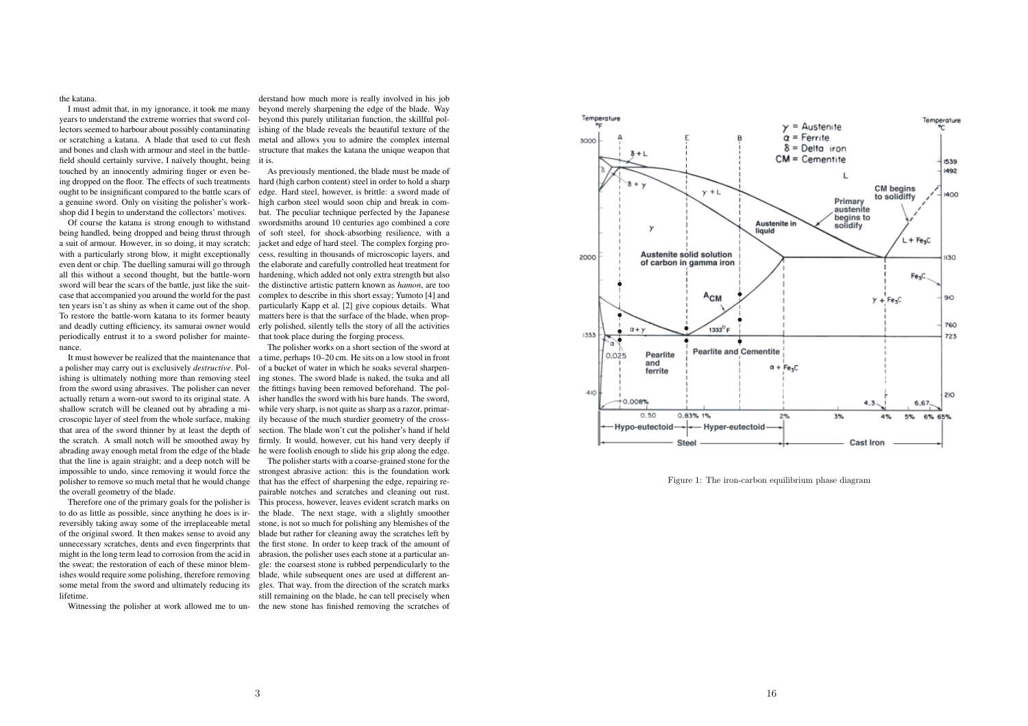the katana.

I must admit that, in my ignorance, it took me many years to understand the extreme worries that sword collectors seemed to harbour about possibly contaminating or scratching a katana. A blade that used to cut flesh and bones and clash with armour and steel in the battlefield should certainly survive, I naïvely thought, being touched by an innocently admiring finger or even being dropped on the floor. The effects of such treatments ought to be insignificant compared to the battle scars of a genuine sword. Only on visiting the polisher's workshop did I begin to understand the collectors' motives.

Of course the katana is strong enough to withstand being handled, being dropped and being thrust through a suit of armour. However, in so doing, it may scratch; with a particularly strong blow, it might exceptionally even dent or chip. The duelling samurai will go through all this without a second thought, but the battle-worn sword will bear the scars of the battle, just like the suitcase that accompanied you around the world for the past ten years isn't as shiny as when it came out of the shop. To restore the battle-worn katana to its former beauty and deadly cutting efficiency, its samurai owner would periodically entrust it to a sword polisher for maintenance.

It must however be realized that the maintenance that a polisher may carry out is exclusively *destructive*. Polishing is ultimately nothing more than removing steel from the sword using abrasives. The polisher can never actually return a worn-out sword to its original state. A shallow scratch will be cleaned out by abrading a microscopic layer of steel from the whole surface, making that area of the sword thinner by at least the depth of the scratch. A small notch will be smoothed away by abrading away enough metal from the edge of the blade that the line is again straight; and a deep notch will be impossible to undo, since removing it would force the polisher to remove so much metal that he would change the overall geometry of the blade.

Therefore one of the primary goals for the polisher is to do as little as possible, since anything he does is irreversibly taking away some of the irreplaceable metal of the original sword. It then makes sense to avoid any unnecessary scratches, dents and even fingerprints that might in the long term lead to corrosion from the acid in the sweat; the restoration of each of these minor blemishes would require some polishing, therefore removing some metal from the sword and ultimately reducing its lifetime.

Witnessing the polisher at work allowed me to understand how much more is really involved in his job beyond merely sharpening the edge of the blade. Way beyond this purely utilitarian function, the skillful polishing of the blade reveals the beautiful texture of the metal and allows you to admire the complex internal structure that makes the katana the unique weapon that it is.

As previously mentioned, the blade must be made of hard (high carbon content) steel in order to hold a sharp edge. Hard steel, however, is brittle: a sword made of high carbon steel would soon chip and break in combat. The peculiar technique perfected by the Japanese swordsmiths around 10 centuries ago combined a core of soft steel, for shock-absorbing resilience, with a jacket and edge of hard steel. The complex forging process, resulting in thousands of microscopic layers, and the elaborate and carefully controlled heat treatment for hardening, which added not only extra strength but also the distinctive artistic pattern known as *hamon*, are too complex to describe in this short essay; Yumoto [4] and particularly Kapp et al. [2] give copious details. What matters here is that the surface of the blade, when properly polished, silently tells the story of all the activities that took place during the forging process.

The polisher works on a short section of the sword at a time, perhaps 10–20 cm. He sits on a low stool in front of a bucket of water in which he soaks several sharpening stones. The sword blade is naked, the tsuka and all the fittings having been removed beforehand. The polisher handles the sword with his bare hands. The sword, while very sharp, is not quite as sharp as a razor, primarily because of the much sturdier geometry of the cross-section. The blade won't cut the polisher's hand if held firmly. It would, however, cut his hand very deeply if he were foolish enough to slide his grip along the edge.

The polisher starts with a coarse-grained stone for the strongest abrasive action: this is the foundation work that has the effect of sharpening the edge, repairing repairable notches and scratches and cleaning out rust. This process, however, leaves evident scratch marks on the blade. The next stage, with a slightly smoother stone, is not so much for polishing any blemishes of the blade but rather for cleaning away the scratches left by the first stone. In order to keep track of the amount of abrasion, the polisher uses each stone at a particular angle: the coarsest stone is rubbed perpendicularly to the blade, while subsequent ones are used at different angles. That way, from the direction of the scratch marks still remaining on the blade, he can tell precisely when the new stone has finished removing the scratches of

Temperature °F
Temperature °C
3000
2000
1333
410
A E B
$\gamma$ = Austenite
$\alpha$ = Ferrite
$\delta$ = Delta iron
CM = Cementite
$\delta$ + L
$\delta$ + $\gamma$
$\gamma$ + L
L
$\gamma$
Austenite in liquid
Primary austenite begins to solidify
CM begins to solidiffy
L + $Fe_3C$
Austenite solid solution of carbon in gamma iron
$A_{CM}$
$Fe_3C$
$\gamma$ + $Fe_3C$
$\alpha$ + $\gamma$
1333° F
$\alpha$
0.025
Pearlite and ferrite
Pearlite and Cementite
$\alpha$ + $Fe_3C$
0.008%
0.50
0.83% 1%
2%
3%
4.3
4%
5%
6.67
6% 65%
Hypo-eutectoid
Hyper-eutectoid
Steel
Cast Iron
1539
1492
1400
1130
910
760
723
210

Figure 1: The iron-carbon equilibrium phase diagram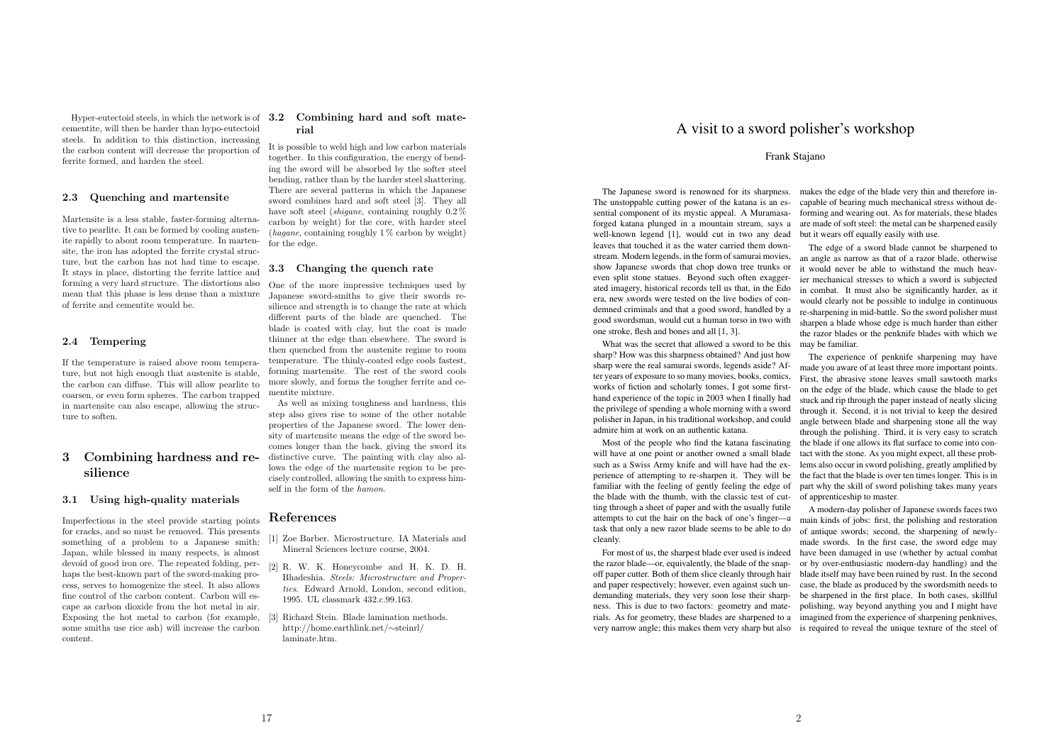Hyper-eutectoid steels, in which the network is of cementite, will then be harder than hypo-eutectoid steels. In addition to this distinction, increasing the carbon content will decrease the proportion of ferrite formed, and harden the steel.

### 2.3 Quenching and martensite

Martensite is a less stable, faster-forming alternative to pearlite. It can be formed by cooling austenite rapidly to about room temperature. In martensite, the iron has adopted the ferrite crystal structure, but the carbon has not had time to escape. It stays in place, distorting the ferrite lattice and forming a very hard structure. The distortions also mean that this phase is less dense than a mixture of ferrite and cementite would be.

### 2.4 Tempering

If the temperature is raised above room temperature, but not high enough that austenite is stable, the carbon can diffuse. This will allow pearlite to coarsen, or even form spheres. The carbon trapped in martensite can also escape, allowing the structure to soften.

## 3 Combining hardness and resilience

### 3.1 Using high-quality materials

Imperfections in the steel provide starting points for cracks, and so must be removed. This presents something of a problem to a Japanese smith: Japan, while blessed in many respects, is almost devoid of good iron ore. The repeated folding, perhaps the best-known part of the sword-making process, serves to homogenize the steel. It also allows fine control of the carbon content. Carbon will escape as carbon dioxide from the hot metal in air. Exposing the hot metal to carbon (for example, some smiths use rice ash) will increase the carbon content.

### 3.2 Combining hard and soft material

It is possible to weld high and low carbon materials together. In this configuration, the energy of bending the sword will be absorbed by the softer steel bending, rather than by the harder steel shattering. There are several patterns in which the Japanese sword combines hard and soft steel [3]. They all have soft steel (*shigane*, containing roughly 0.2 % carbon by weight) for the core, with harder steel (*hagane*, containing roughly 1 % carbon by weight) for the edge.

### 3.3 Changing the quench rate

One of the more impressive techniques used by Japanese sword-smiths to give their swords resilience and strength is to change the rate at which different parts of the blade are quenched. The blade is coated with clay, but the coat is made thinner at the edge than elsewhere. The sword is then quenched from the austenite regime to room temperature. The thinly-coated edge cools fastest, forming martensite. The rest of the sword cools more slowly, and forms the tougher ferrite and cementite mixture.

As well as mixing toughness and hardness, this step also gives rise to some of the other notable properties of the Japanese sword. The lower density of martensite means the edge of the sword becomes longer than the back, giving the sword its distinctive curve. The painting with clay also allows the edge of the martensite region to be precisely controlled, allowing the smith to express himself in the form of the *hamon*.

## References

[1] Zoe Barber. Microstructure. IA Materials and Mineral Sciences lecture course, 2004.

[2] R. W. K. Honeycombe and H. K. D. H. Bhadeshia. *Steels: Microstructure and Properties*. Edward Arnold, London, second edition, 1995. UL classmark 432.c.99.163.

[3] Richard Stein. Blade lamination methods. http://home.earthlink.net/~steinrl/laminate.htm.

# A visit to a sword polisher's workshop

Frank Stajano

The Japanese sword is renowned for its sharpness. The unstoppable cutting power of the katana is an essential component of its mystic appeal. A Muramasa-forged katana plunged in a mountain stream, says a well-known legend [1], would cut in two any dead leaves that touched it as the water carried them downstream. Modern legends, in the form of samurai movies, show Japanese swords that chop down tree trunks or even split stone statues. Beyond such often exaggerated imagery, historical records tell us that, in the Edo era, new swords were tested on the live bodies of condemned criminals and that a good sword, handled by a good swordsman, would cut a human torso in two with one stroke, flesh and bones and all [1, 3].

What was the secret that allowed a sword to be this sharp? How was this sharpness obtained? And just how sharp were the real samurai swords, legends aside? After years of exposure to so many movies, books, comics, works of fiction and scholarly tomes, I got some first-hand experience of the topic in 2003 when I finally had the privilege of spending a whole morning with a sword polisher in Japan, in his traditional workshop, and could admire him at work on an authentic katana.

Most of the people who find the katana fascinating will have at one point or another owned a small blade such as a Swiss Army knife and will have had the experience of attempting to re-sharpen it. They will be familiar with the feeling of gently feeling the edge of the blade with the thumb, with the classic test of cutting through a sheet of paper and with the usually futile attempts to cut the hair on the back of one's finger—a task that only a new razor blade seems to be able to do cleanly.

For most of us, the sharpest blade ever used is indeed the razor blade—or, equivalently, the blade of the snap-off paper cutter. Both of them slice cleanly through hair and paper respectively; however, even against such undemanding materials, they very soon lose their sharpness. This is due to two factors: geometry and materials. As for geometry, these blades are sharpened to a very narrow angle; this makes them very sharp but also makes the edge of the blade very thin and therefore incapable of bearing much mechanical stress without deforming and wearing out. As for materials, these blades are made of soft steel: the metal can be sharpened easily but it wears off equally easily with use.

The edge of a sword blade cannot be sharpened to an angle as narrow as that of a razor blade, otherwise it would never be able to withstand the much heavier mechanical stresses to which a sword is subjected in combat. It must also be significantly harder, as it would clearly not be possible to indulge in continuous re-sharpening in mid-battle. So the sword polisher must sharpen a blade whose edge is much harder than either the razor blades or the penknife blades with which we may be familiar.

The experience of penknife sharpening may have made you aware of at least three more important points. First, the abrasive stone leaves small sawtooth marks on the edge of the blade, which cause the blade to get stuck and rip through the paper instead of neatly slicing through it. Second, it is not trivial to keep the desired angle between blade and sharpening stone all the way through the polishing. Third, it is very easy to scratch the blade if one allows its flat surface to come into contact with the stone. As you might expect, all these problems also occur in sword polishing, greatly amplified by the fact that the blade is over ten times longer. This is in part why the skill of sword polishing takes many years of apprenticeship to master.

A modern-day polisher of Japanese swords faces two main kinds of jobs: first, the polishing and restoration of antique swords; second, the sharpening of newly-made swords. In the first case, the sword edge may have been damaged in use (whether by actual combat or by over-enthusiastic modern-day handling) and the blade itself may have been ruined by rust. In the second case, the blade as produced by the swordsmith needs to be sharpened in the first place. In both cases, skillful polishing, way beyond anything you and I might have imagined from the experience of sharpening penknives, is required to reveal the unique texture of the steel of